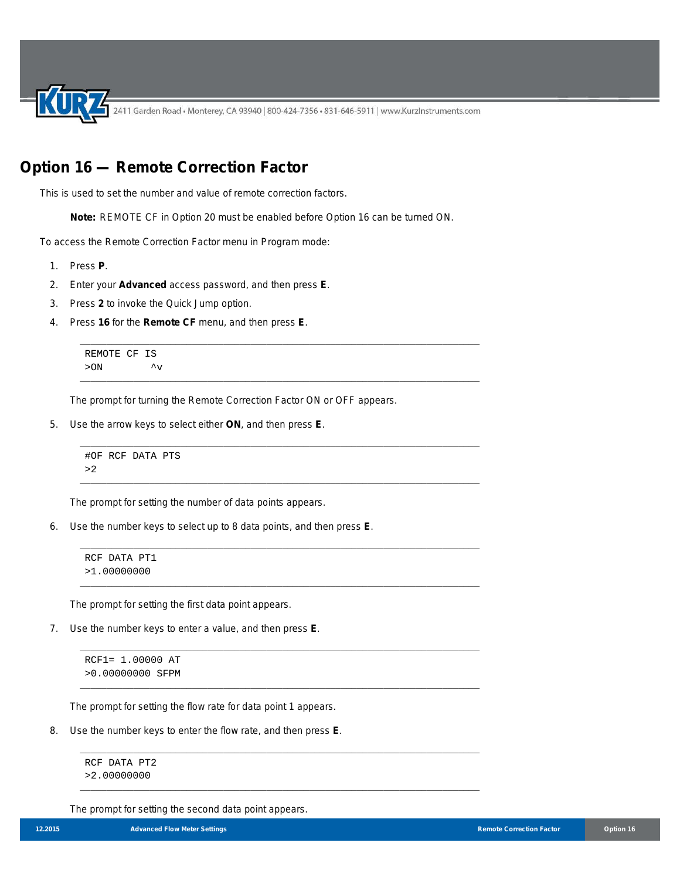# Option 16 — Remote Correction Factor

This is used to set the number and value of remote correction factors.

> **Note:** REMOTE CF in Option 20 must be enabled before Option 16 can be turned ON.

To access the Remote Correction Factor menu in Program mode:

1. Press **P**.
2. Enter your **Advanced** access password, and then press **E**.
3. Press **2** to invoke the Quick Jump option.
4. Press **16** for the **Remote CF** menu, and then press **E**.

    ```
    REMOTE CF IS
    >ON        ^v
    ```

    The prompt for turning the Remote Correction Factor ON or OFF appears.

5. Use the arrow keys to select either **ON**, and then press **E**.

    ```
    #OF RCF DATA PTS
    >2
    ```

    The prompt for setting the number of data points appears.

6. Use the number keys to select up to 8 data points, and then press **E**.

    ```
    RCF DATA PT1
    >1.00000000
    ```

    The prompt for setting the first data point appears.

7. Use the number keys to enter a value, and then press **E**.

    ```
    RCF1= 1.00000 AT
    >0.00000000 SFPM
    ```

    The prompt for setting the flow rate for data point 1 appears.

8. Use the number keys to enter the flow rate, and then press **E**.

    ```
    RCF DATA PT2
    >2.00000000
    ```

    The prompt for setting the second data point appears.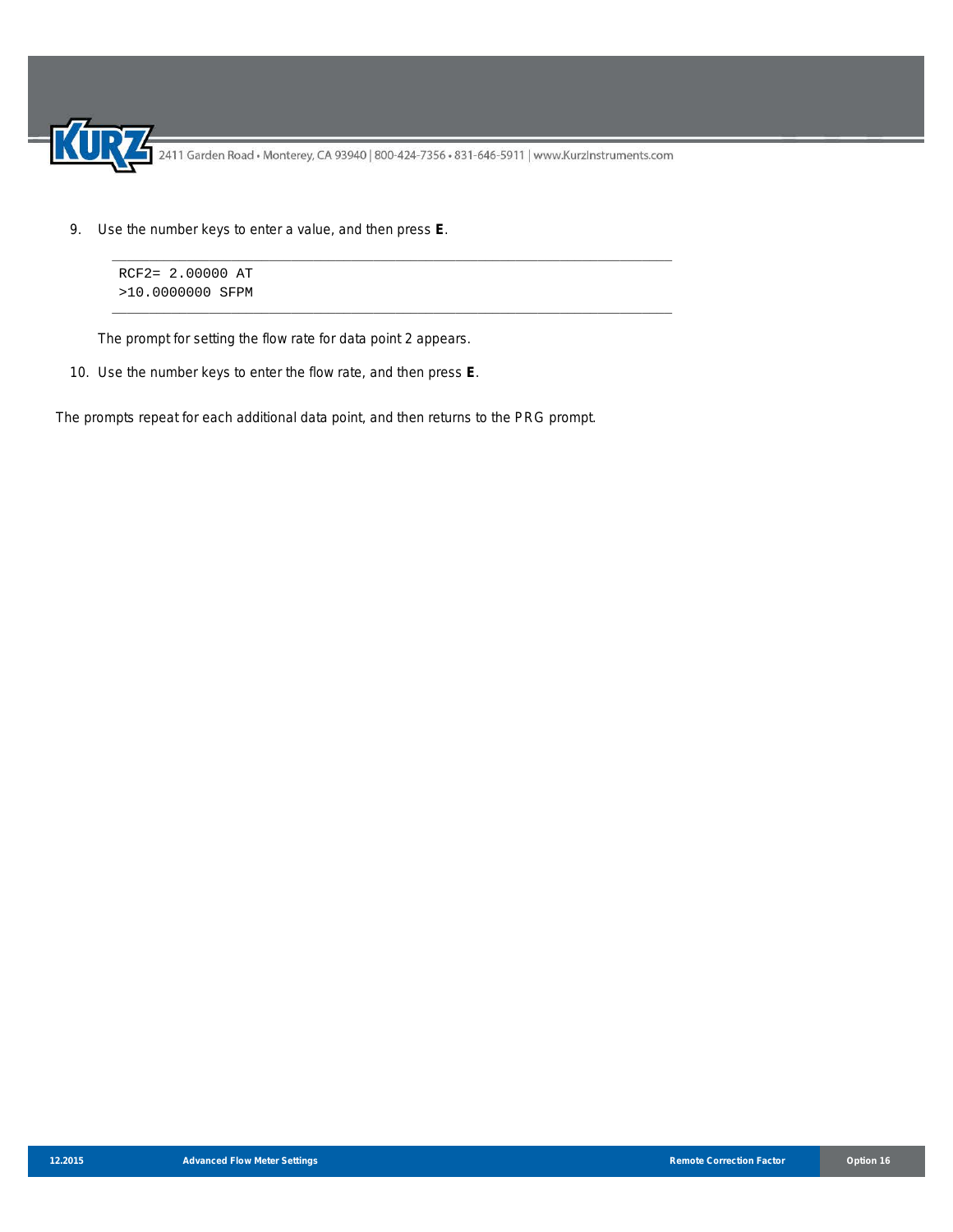9. Use the number keys to enter a value, and then press **E**.

```
RCF2= 2.00000 AT
>10.0000000 SFPM
```

The prompt for setting the flow rate for data point 2 appears.

10. Use the number keys to enter the flow rate, and then press **E**.

The prompts repeat for each additional data point, and then returns to the PRG prompt.